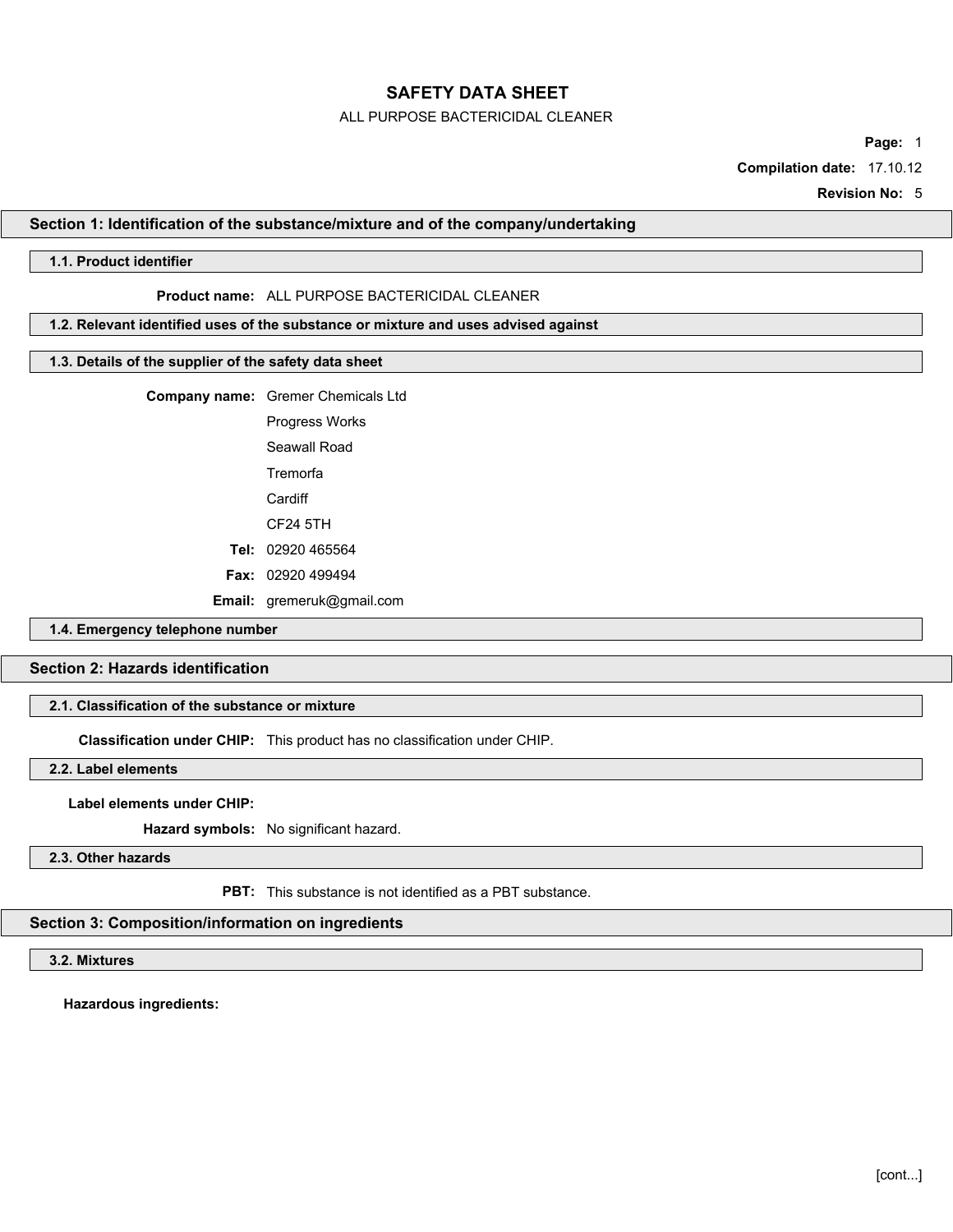# SAFETY DATA SHEET

ALL PURPOSE BACTERICIDAL CLEANER

**Compilation date:** 17.10.12

**Revision No:** 5

## Section 1: Identification of the substance/mixture and of the company/undertaking

### 1.1. Product identifier

**Product name:** ALL PURPOSE BACTERICIDAL CLEANER

### 1.2. Relevant identified uses of the substance or mixture and uses advised against

### 1.3. Details of the supplier of the safety data sheet

**Company name:** Gremer Chemicals Ltd
Progress Works
Seawall Road
Tremorfa
Cardiff
CF24 5TH

**Tel:** 02920 465564

**Fax:** 02920 499494

**Email:** gremeruk@gmail.com

### 1.4. Emergency telephone number

## Section 2: Hazards identification

### 2.1. Classification of the substance or mixture

**Classification under CHIP:** This product has no classification under CHIP.

### 2.2. Label elements

**Label elements under CHIP:**

**Hazard symbols:** No significant hazard.

### 2.3. Other hazards

**PBT:** This substance is not identified as a PBT substance.

## Section 3: Composition/information on ingredients

### 3.2. Mixtures

**Hazardous ingredients:**

[cont...]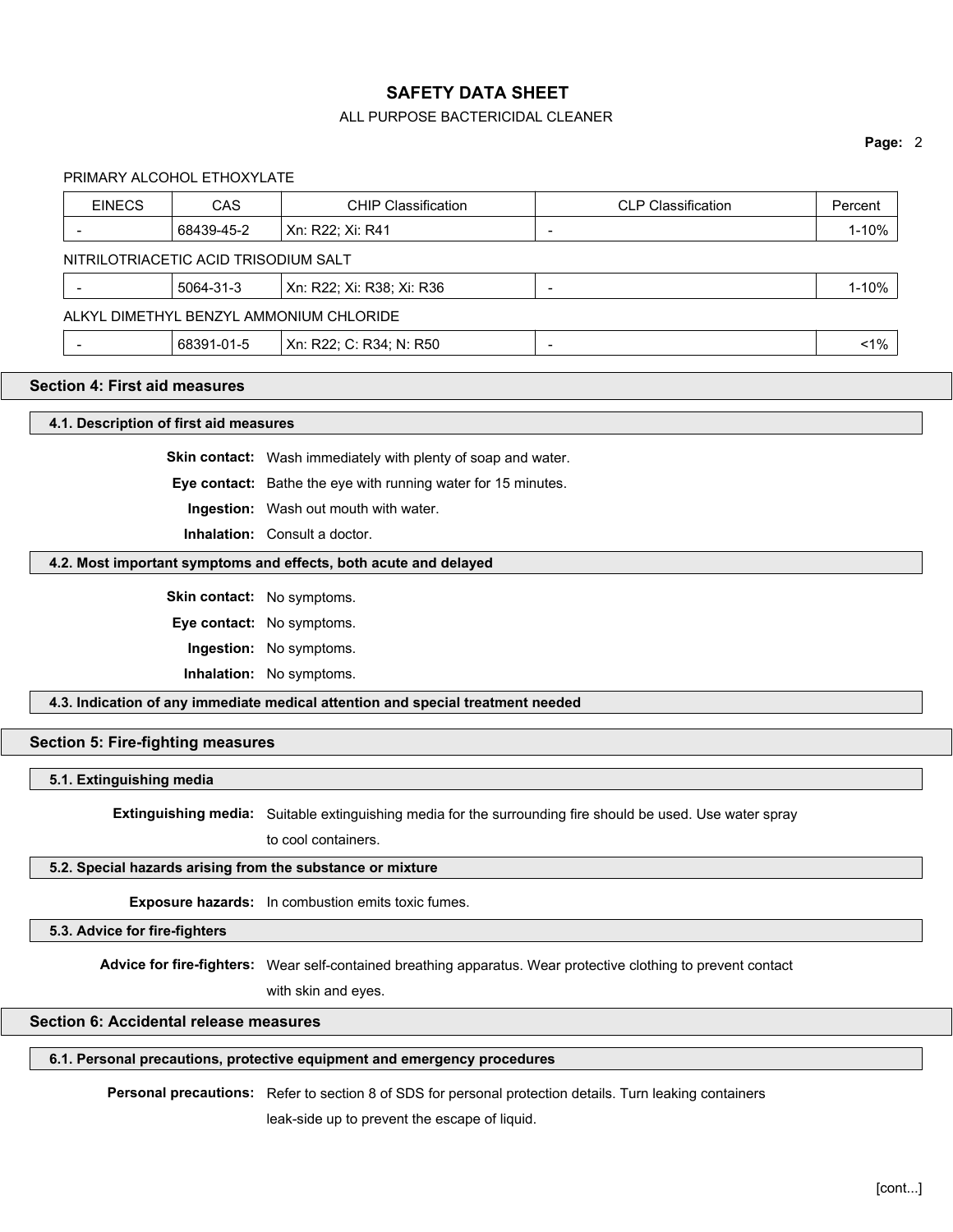PRIMARY ALCOHOL ETHOXYLATE

| EINECS | CAS | CHIP Classification | CLP Classification | Percent |
|---|---|---|---|---|
| - | 68439-45-2 | Xn: R22; Xi: R41 | - | 1-10% |

NITRILOTRIACETIC ACID TRISODIUM SALT

| EINECS | CAS | CHIP Classification | CLP Classification | Percent |
|---|---|---|---|---|
| - | 5064-31-3 | Xn: R22; Xi: R38; Xi: R36 | - | 1-10% |

ALKYL DIMETHYL BENZYL AMMONIUM CHLORIDE

| EINECS | CAS | CHIP Classification | CLP Classification | Percent |
|---|---|---|---|---|
| - | 68391-01-5 | Xn: R22; C: R34; N: R50 | - | <1% |

## Section 4: First aid measures

### 4.1. Description of first aid measures

**Skin contact:** Wash immediately with plenty of soap and water.

**Eye contact:** Bathe the eye with running water for 15 minutes.

**Ingestion:** Wash out mouth with water.

**Inhalation:** Consult a doctor.

### 4.2. Most important symptoms and effects, both acute and delayed

**Skin contact:** No symptoms.

**Eye contact:** No symptoms.

**Ingestion:** No symptoms.

**Inhalation:** No symptoms.

### 4.3. Indication of any immediate medical attention and special treatment needed

## Section 5: Fire-fighting measures

### 5.1. Extinguishing media

**Extinguishing media:** Suitable extinguishing media for the surrounding fire should be used. Use water spray to cool containers.

### 5.2. Special hazards arising from the substance or mixture

**Exposure hazards:** In combustion emits toxic fumes.

### 5.3. Advice for fire-fighters

**Advice for fire-fighters:** Wear self-contained breathing apparatus. Wear protective clothing to prevent contact with skin and eyes.

## Section 6: Accidental release measures

### 6.1. Personal precautions, protective equipment and emergency procedures

**Personal precautions:** Refer to section 8 of SDS for personal protection details. Turn leaking containers leak-side up to prevent the escape of liquid.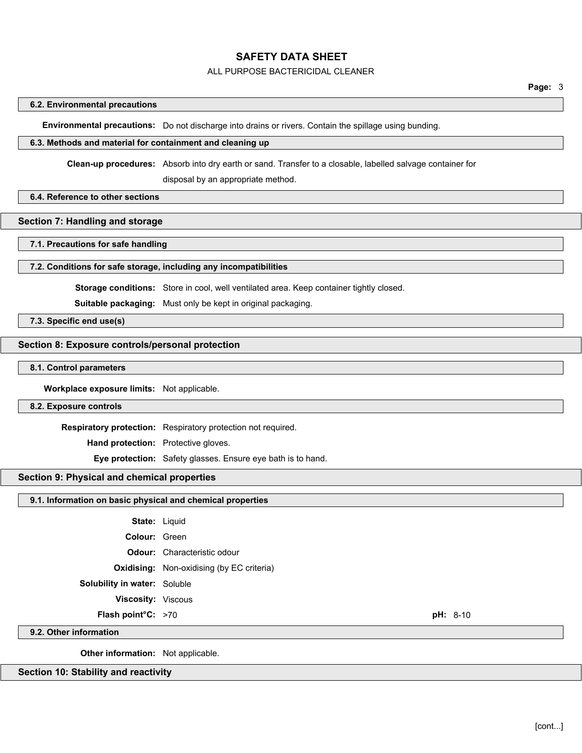### 6.2. Environmental precautions

**Environmental precautions:** Do not discharge into drains or rivers. Contain the spillage using bunding.

### 6.3. Methods and material for containment and cleaning up

**Clean-up procedures:** Absorb into dry earth or sand. Transfer to a closable, labelled salvage container for disposal by an appropriate method.

### 6.4. Reference to other sections

## Section 7: Handling and storage

### 7.1. Precautions for safe handling

### 7.2. Conditions for safe storage, including any incompatibilities

**Storage conditions:** Store in cool, well ventilated area. Keep container tightly closed.

**Suitable packaging:** Must only be kept in original packaging.

### 7.3. Specific end use(s)

## Section 8: Exposure controls/personal protection

### 8.1. Control parameters

**Workplace exposure limits:** Not applicable.

### 8.2. Exposure controls

**Respiratory protection:** Respiratory protection not required.

**Hand protection:** Protective gloves.

**Eye protection:** Safety glasses. Ensure eye bath is to hand.

## Section 9: Physical and chemical properties

### 9.1. Information on basic physical and chemical properties

**State:** Liquid

**Colour:** Green

**Odour:** Characteristic odour

**Oxidising:** Non-oxidising (by EC criteria)

**Solubility in water:** Soluble

**Viscosity:** Viscous

**Flash point°C:** >70 **pH:** 8-10

### 9.2. Other information

**Other information:** Not applicable.

## Section 10: Stability and reactivity

[cont...]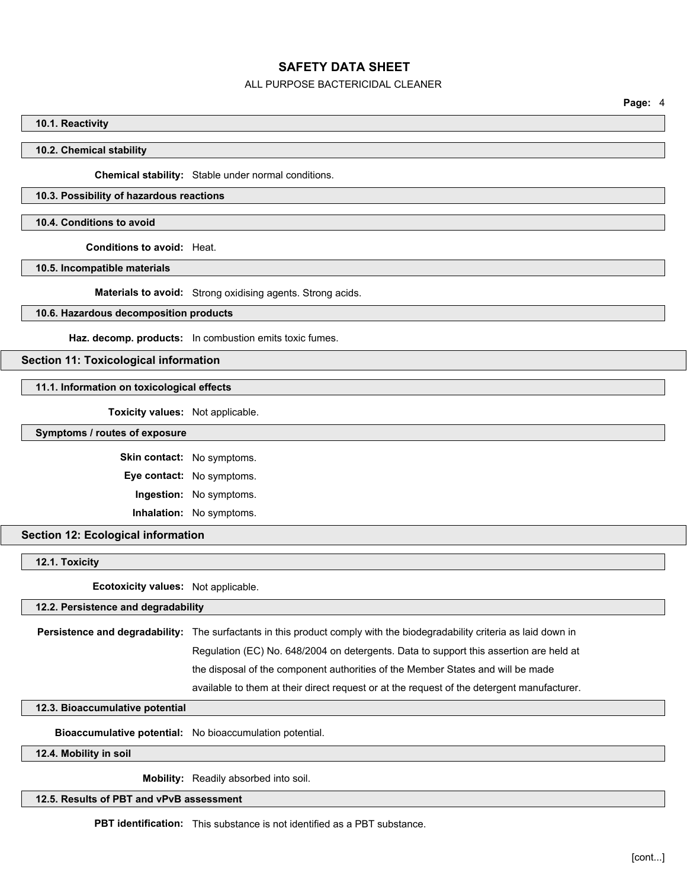### 10.1. Reactivity

### 10.2. Chemical stability

**Chemical stability:** Stable under normal conditions.

### 10.3. Possibility of hazardous reactions

### 10.4. Conditions to avoid

**Conditions to avoid:** Heat.

### 10.5. Incompatible materials

**Materials to avoid:** Strong oxidising agents. Strong acids.

### 10.6. Hazardous decomposition products

**Haz. decomp. products:** In combustion emits toxic fumes.

## Section 11: Toxicological information

### 11.1. Information on toxicological effects

**Toxicity values:** Not applicable.

### Symptoms / routes of exposure

**Skin contact:** No symptoms.

**Eye contact:** No symptoms.

**Ingestion:** No symptoms.

**Inhalation:** No symptoms.

## Section 12: Ecological information

### 12.1. Toxicity

**Ecotoxicity values:** Not applicable.

### 12.2. Persistence and degradability

**Persistence and degradability:** The surfactants in this product comply with the biodegradability criteria as laid down in Regulation (EC) No. 648/2004 on detergents. Data to support this assertion are held at the disposal of the component authorities of the Member States and will be made available to them at their direct request or at the request of the detergent manufacturer.

### 12.3. Bioaccumulative potential

**Bioaccumulative potential:** No bioaccumulation potential.

### 12.4. Mobility in soil

**Mobility:** Readily absorbed into soil.

### 12.5. Results of PBT and vPvB assessment

**PBT identification:** This substance is not identified as a PBT substance.

[cont...]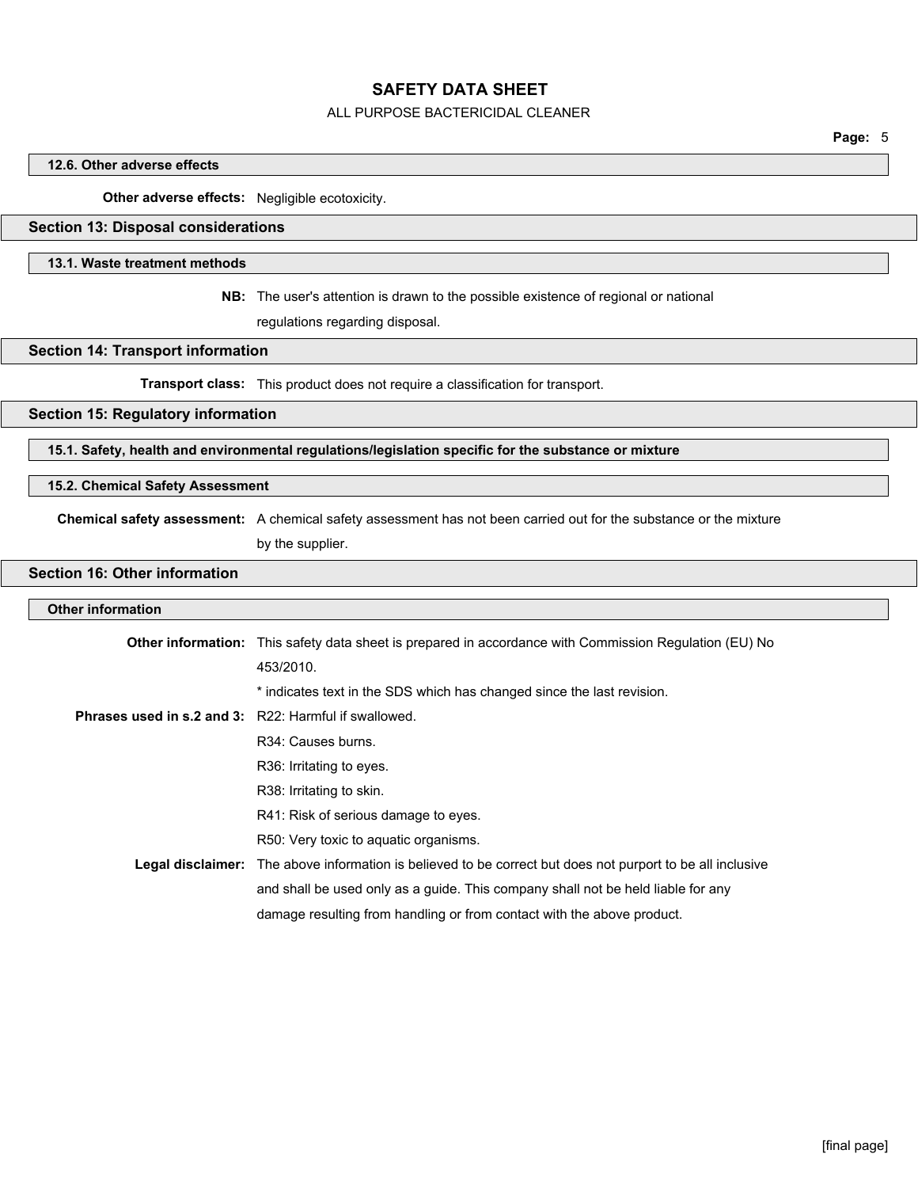### 12.6. Other adverse effects

**Other adverse effects:** Negligible ecotoxicity.

## Section 13: Disposal considerations

### 13.1. Waste treatment methods

**NB:** The user's attention is drawn to the possible existence of regional or national regulations regarding disposal.

## Section 14: Transport information

**Transport class:** This product does not require a classification for transport.

## Section 15: Regulatory information

### 15.1. Safety, health and environmental regulations/legislation specific for the substance or mixture

### 15.2. Chemical Safety Assessment

**Chemical safety assessment:** A chemical safety assessment has not been carried out for the substance or the mixture by the supplier.

## Section 16: Other information

### Other information

**Other information:** This safety data sheet is prepared in accordance with Commission Regulation (EU) No 453/2010.

* indicates text in the SDS which has changed since the last revision.

**Phrases used in s.2 and 3:**

R22: Harmful if swallowed.

R34: Causes burns.

R36: Irritating to eyes.

R38: Irritating to skin.

R41: Risk of serious damage to eyes.

R50: Very toxic to aquatic organisms.

**Legal disclaimer:** The above information is believed to be correct but does not purport to be all inclusive and shall be used only as a guide. This company shall not be held liable for any damage resulting from handling or from contact with the above product.

[final page]